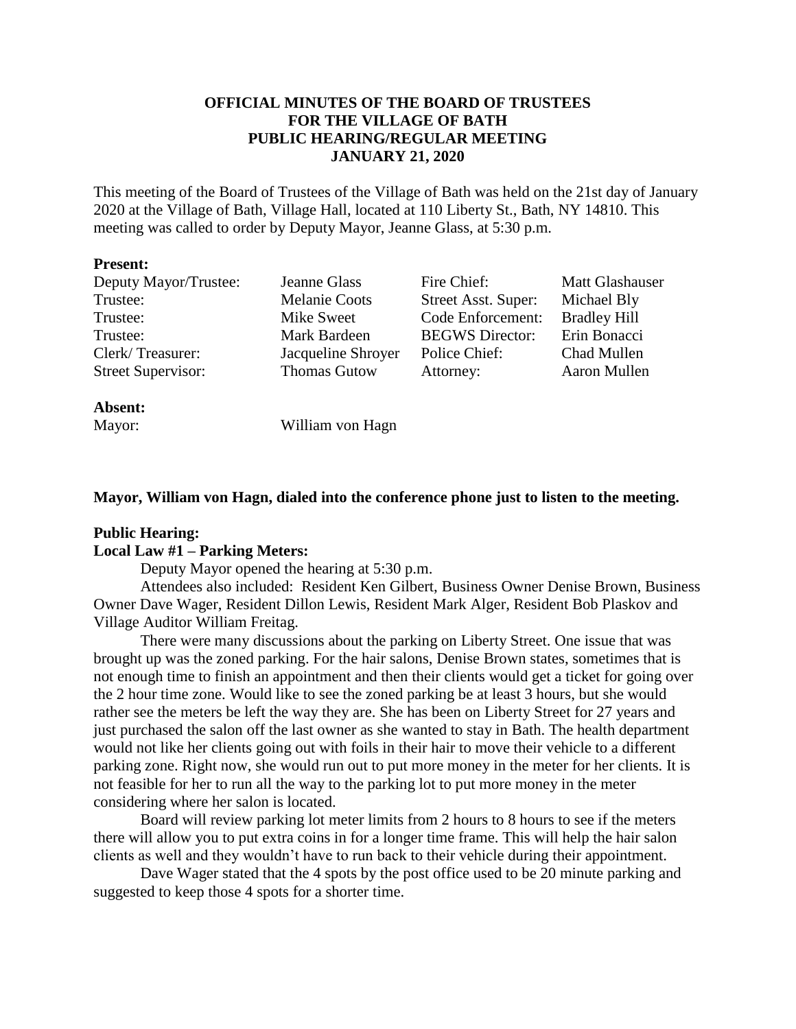# OFFICIAL MINUTES OF THE BOARD OF TRUSTEES FOR THE VILLAGE OF BATH PUBLIC HEARING/REGULAR MEETING JANUARY 21, 2020

This meeting of the Board of Trustees of the Village of Bath was held on the 21st day of January 2020 at the Village of Bath, Village Hall, located at 110 Liberty St., Bath, NY 14810. This meeting was called to order by Deputy Mayor, Jeanne Glass, at 5:30 p.m.

**Present:**

| | | | |
|---|---|---|---|
| Deputy Mayor/Trustee: | Jeanne Glass | Fire Chief: | Matt Glashauser |
| Trustee: | Melanie Coots | Street Asst. Super: | Michael Bly |
| Trustee: | Mike Sweet | Code Enforcement: | Bradley Hill |
| Trustee: | Mark Bardeen | BEGWS Director: | Erin Bonacci |
| Clerk/ Treasurer: | Jacqueline Shroyer | Police Chief: | Chad Mullen |
| Street Supervisor: | Thomas Gutow | Attorney: | Aaron Mullen |

**Absent:**

Mayor: William von Hagn

**Mayor, William von Hagn, dialed into the conference phone just to listen to the meeting.**

**Public Hearing:**

**Local Law #1 – Parking Meters:**

Deputy Mayor opened the hearing at 5:30 p.m.

Attendees also included: Resident Ken Gilbert, Business Owner Denise Brown, Business Owner Dave Wager, Resident Dillon Lewis, Resident Mark Alger, Resident Bob Plaskov and Village Auditor William Freitag.

There were many discussions about the parking on Liberty Street. One issue that was brought up was the zoned parking. For the hair salons, Denise Brown states, sometimes that is not enough time to finish an appointment and then their clients would get a ticket for going over the 2 hour time zone. Would like to see the zoned parking be at least 3 hours, but she would rather see the meters be left the way they are. She has been on Liberty Street for 27 years and just purchased the salon off the last owner as she wanted to stay in Bath. The health department would not like her clients going out with foils in their hair to move their vehicle to a different parking zone. Right now, she would run out to put more money in the meter for her clients. It is not feasible for her to run all the way to the parking lot to put more money in the meter considering where her salon is located.

Board will review parking lot meter limits from 2 hours to 8 hours to see if the meters there will allow you to put extra coins in for a longer time frame. This will help the hair salon clients as well and they wouldn't have to run back to their vehicle during their appointment.

Dave Wager stated that the 4 spots by the post office used to be 20 minute parking and suggested to keep those 4 spots for a shorter time.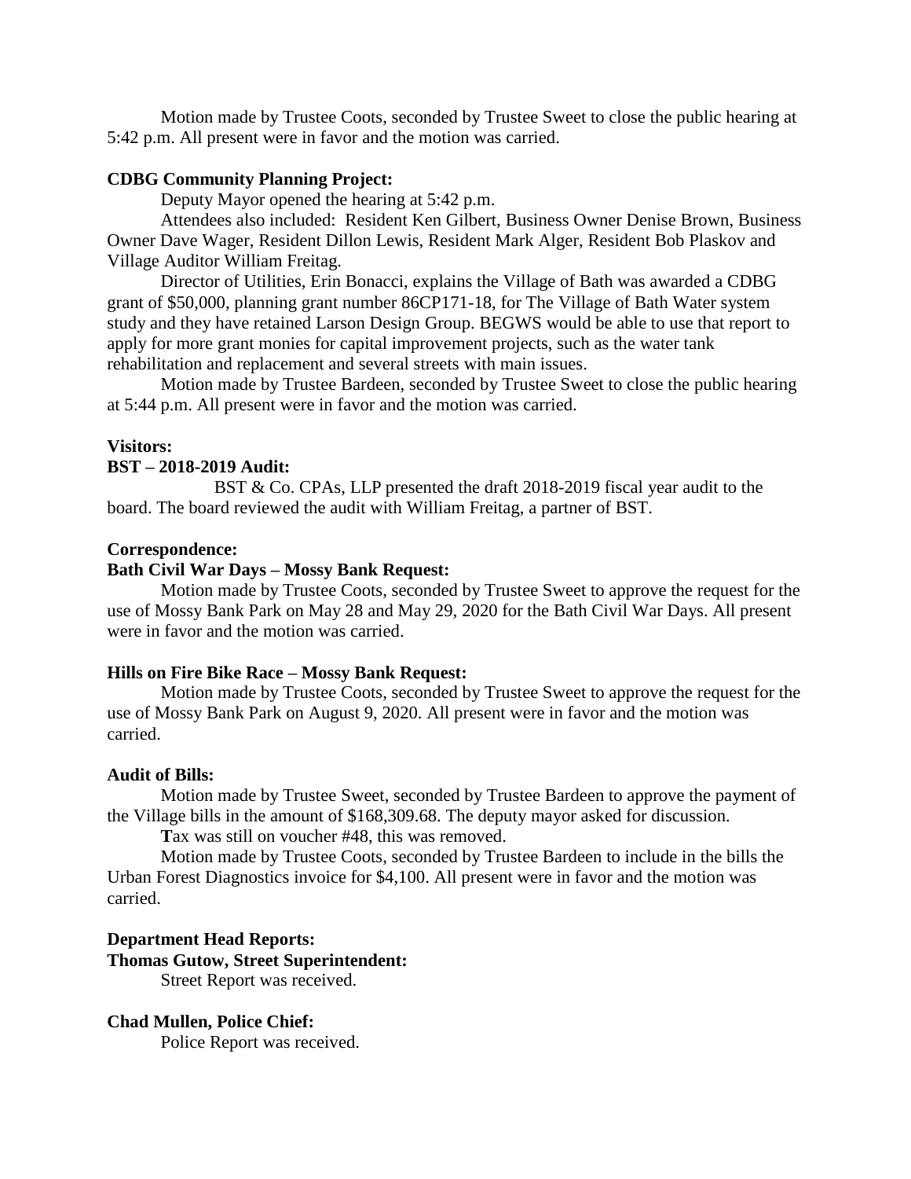Motion made by Trustee Coots, seconded by Trustee Sweet to close the public hearing at 5:42 p.m. All present were in favor and the motion was carried.

**CDBG Community Planning Project:**

Deputy Mayor opened the hearing at 5:42 p.m.

Attendees also included: Resident Ken Gilbert, Business Owner Denise Brown, Business Owner Dave Wager, Resident Dillon Lewis, Resident Mark Alger, Resident Bob Plaskov and Village Auditor William Freitag.

Director of Utilities, Erin Bonacci, explains the Village of Bath was awarded a CDBG grant of $50,000, planning grant number 86CP171-18, for The Village of Bath Water system study and they have retained Larson Design Group. BEGWS would be able to use that report to apply for more grant monies for capital improvement projects, such as the water tank rehabilitation and replacement and several streets with main issues.

Motion made by Trustee Bardeen, seconded by Trustee Sweet to close the public hearing at 5:44 p.m. All present were in favor and the motion was carried.

**Visitors:**

**BST – 2018-2019 Audit:**

BST & Co. CPAs, LLP presented the draft 2018-2019 fiscal year audit to the board. The board reviewed the audit with William Freitag, a partner of BST.

**Correspondence:**

**Bath Civil War Days – Mossy Bank Request:**

Motion made by Trustee Coots, seconded by Trustee Sweet to approve the request for the use of Mossy Bank Park on May 28 and May 29, 2020 for the Bath Civil War Days. All present were in favor and the motion was carried.

**Hills on Fire Bike Race – Mossy Bank Request:**

Motion made by Trustee Coots, seconded by Trustee Sweet to approve the request for the use of Mossy Bank Park on August 9, 2020. All present were in favor and the motion was carried.

**Audit of Bills:**

Motion made by Trustee Sweet, seconded by Trustee Bardeen to approve the payment of the Village bills in the amount of $168,309.68. The deputy mayor asked for discussion.

**T**ax was still on voucher #48, this was removed.

Motion made by Trustee Coots, seconded by Trustee Bardeen to include in the bills the Urban Forest Diagnostics invoice for $4,100. All present were in favor and the motion was carried.

**Department Head Reports:**

**Thomas Gutow, Street Superintendent:**

Street Report was received.

**Chad Mullen, Police Chief:**

Police Report was received.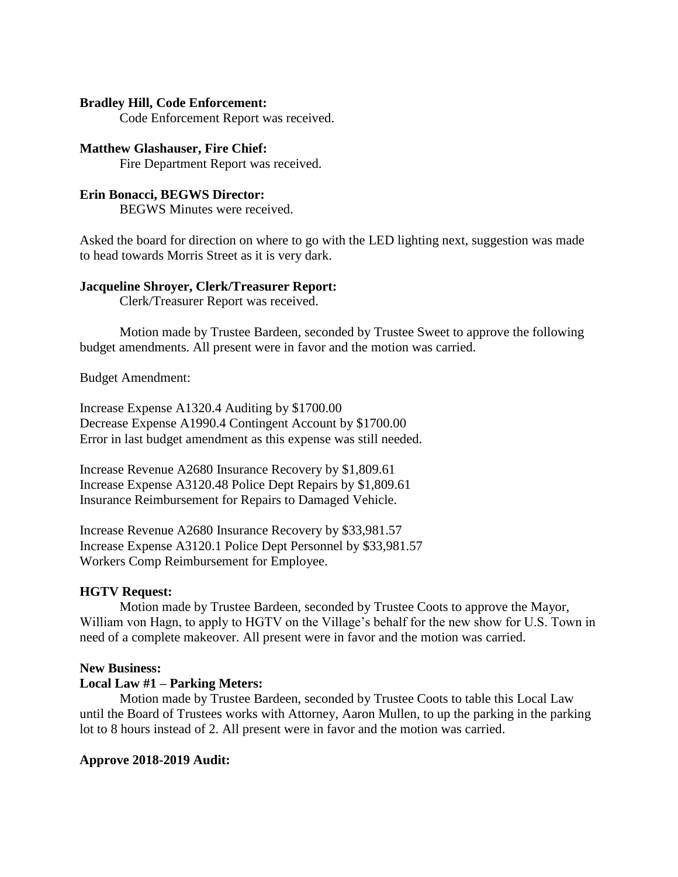**Bradley Hill, Code Enforcement:**

Code Enforcement Report was received.

**Matthew Glashauser, Fire Chief:**

Fire Department Report was received.

**Erin Bonacci, BEGWS Director:**

BEGWS Minutes were received.

Asked the board for direction on where to go with the LED lighting next, suggestion was made to head towards Morris Street as it is very dark.

**Jacqueline Shroyer, Clerk/Treasurer Report:**

Clerk/Treasurer Report was received.

Motion made by Trustee Bardeen, seconded by Trustee Sweet to approve the following budget amendments. All present were in favor and the motion was carried.

Budget Amendment:

Increase Expense A1320.4 Auditing by $1700.00
Decrease Expense A1990.4 Contingent Account by $1700.00
Error in last budget amendment as this expense was still needed.

Increase Revenue A2680 Insurance Recovery by $1,809.61
Increase Expense A3120.48 Police Dept Repairs by $1,809.61
Insurance Reimbursement for Repairs to Damaged Vehicle.

Increase Revenue A2680 Insurance Recovery by $33,981.57
Increase Expense A3120.1 Police Dept Personnel by $33,981.57
Workers Comp Reimbursement for Employee.

**HGTV Request:**

Motion made by Trustee Bardeen, seconded by Trustee Coots to approve the Mayor, William von Hagn, to apply to HGTV on the Village's behalf for the new show for U.S. Town in need of a complete makeover. All present were in favor and the motion was carried.

**New Business:**

**Local Law #1 – Parking Meters:**

Motion made by Trustee Bardeen, seconded by Trustee Coots to table this Local Law until the Board of Trustees works with Attorney, Aaron Mullen, to up the parking in the parking lot to 8 hours instead of 2. All present were in favor and the motion was carried.

**Approve 2018-2019 Audit:**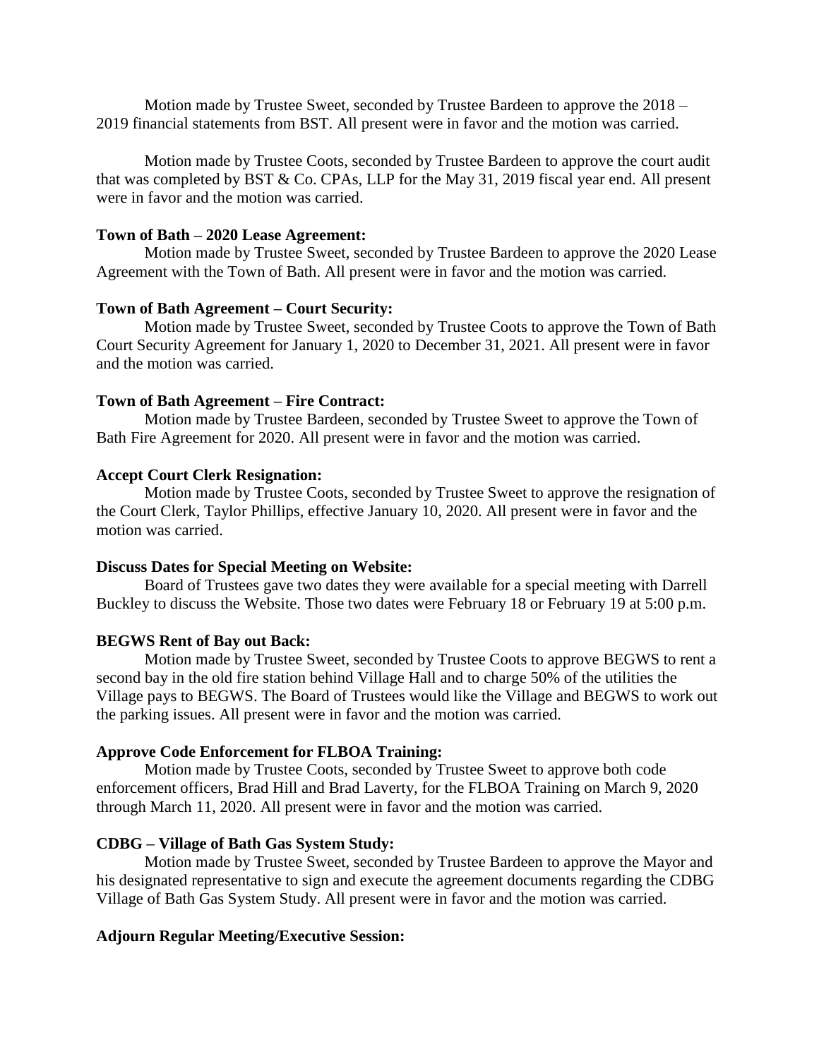Motion made by Trustee Sweet, seconded by Trustee Bardeen to approve the 2018 – 2019 financial statements from BST. All present were in favor and the motion was carried.

Motion made by Trustee Coots, seconded by Trustee Bardeen to approve the court audit that was completed by BST & Co. CPAs, LLP for the May 31, 2019 fiscal year end. All present were in favor and the motion was carried.

**Town of Bath – 2020 Lease Agreement:**

Motion made by Trustee Sweet, seconded by Trustee Bardeen to approve the 2020 Lease Agreement with the Town of Bath. All present were in favor and the motion was carried.

**Town of Bath Agreement – Court Security:**

Motion made by Trustee Sweet, seconded by Trustee Coots to approve the Town of Bath Court Security Agreement for January 1, 2020 to December 31, 2021. All present were in favor and the motion was carried.

**Town of Bath Agreement – Fire Contract:**

Motion made by Trustee Bardeen, seconded by Trustee Sweet to approve the Town of Bath Fire Agreement for 2020. All present were in favor and the motion was carried.

**Accept Court Clerk Resignation:**

Motion made by Trustee Coots, seconded by Trustee Sweet to approve the resignation of the Court Clerk, Taylor Phillips, effective January 10, 2020. All present were in favor and the motion was carried.

**Discuss Dates for Special Meeting on Website:**

Board of Trustees gave two dates they were available for a special meeting with Darrell Buckley to discuss the Website. Those two dates were February 18 or February 19 at 5:00 p.m.

**BEGWS Rent of Bay out Back:**

Motion made by Trustee Sweet, seconded by Trustee Coots to approve BEGWS to rent a second bay in the old fire station behind Village Hall and to charge 50% of the utilities the Village pays to BEGWS. The Board of Trustees would like the Village and BEGWS to work out the parking issues. All present were in favor and the motion was carried.

**Approve Code Enforcement for FLBOA Training:**

Motion made by Trustee Coots, seconded by Trustee Sweet to approve both code enforcement officers, Brad Hill and Brad Laverty, for the FLBOA Training on March 9, 2020 through March 11, 2020. All present were in favor and the motion was carried.

**CDBG – Village of Bath Gas System Study:**

Motion made by Trustee Sweet, seconded by Trustee Bardeen to approve the Mayor and his designated representative to sign and execute the agreement documents regarding the CDBG Village of Bath Gas System Study. All present were in favor and the motion was carried.

**Adjourn Regular Meeting/Executive Session:**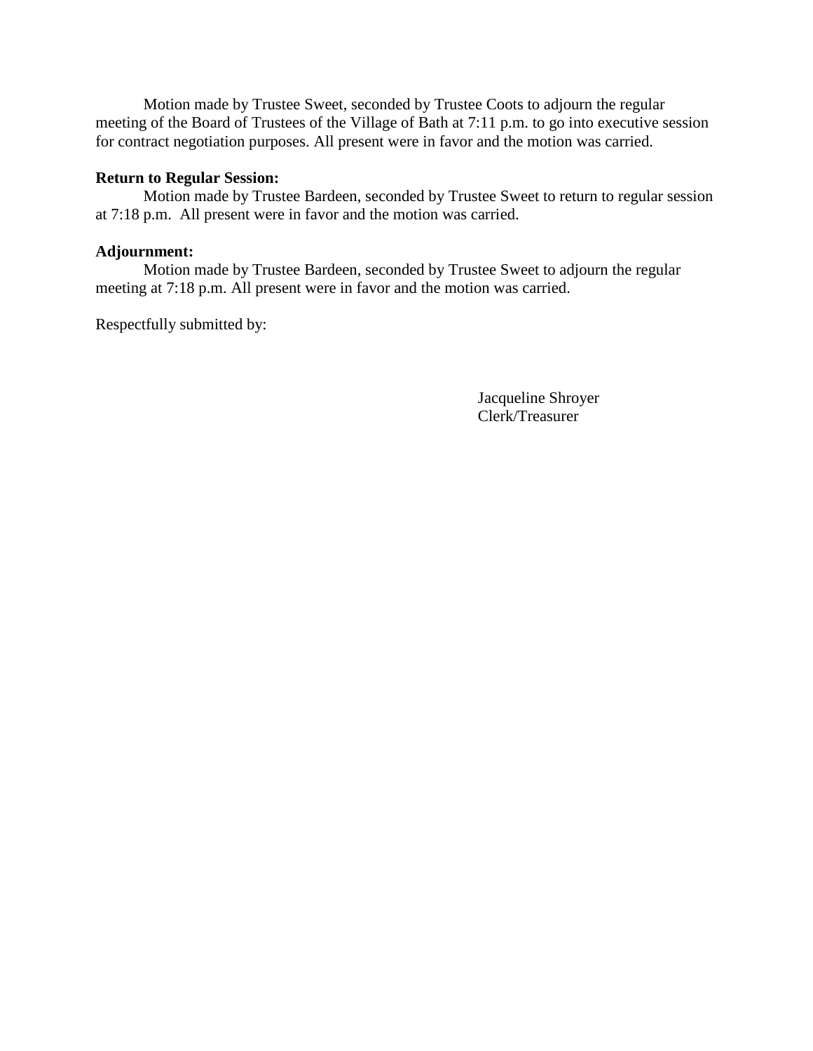Motion made by Trustee Sweet, seconded by Trustee Coots to adjourn the regular meeting of the Board of Trustees of the Village of Bath at 7:11 p.m. to go into executive session for contract negotiation purposes. All present were in favor and the motion was carried.

**Return to Regular Session:**

Motion made by Trustee Bardeen, seconded by Trustee Sweet to return to regular session at 7:18 p.m. All present were in favor and the motion was carried.

**Adjournment:**

Motion made by Trustee Bardeen, seconded by Trustee Sweet to adjourn the regular meeting at 7:18 p.m. All present were in favor and the motion was carried.

Respectfully submitted by:

Jacqueline Shroyer
Clerk/Treasurer